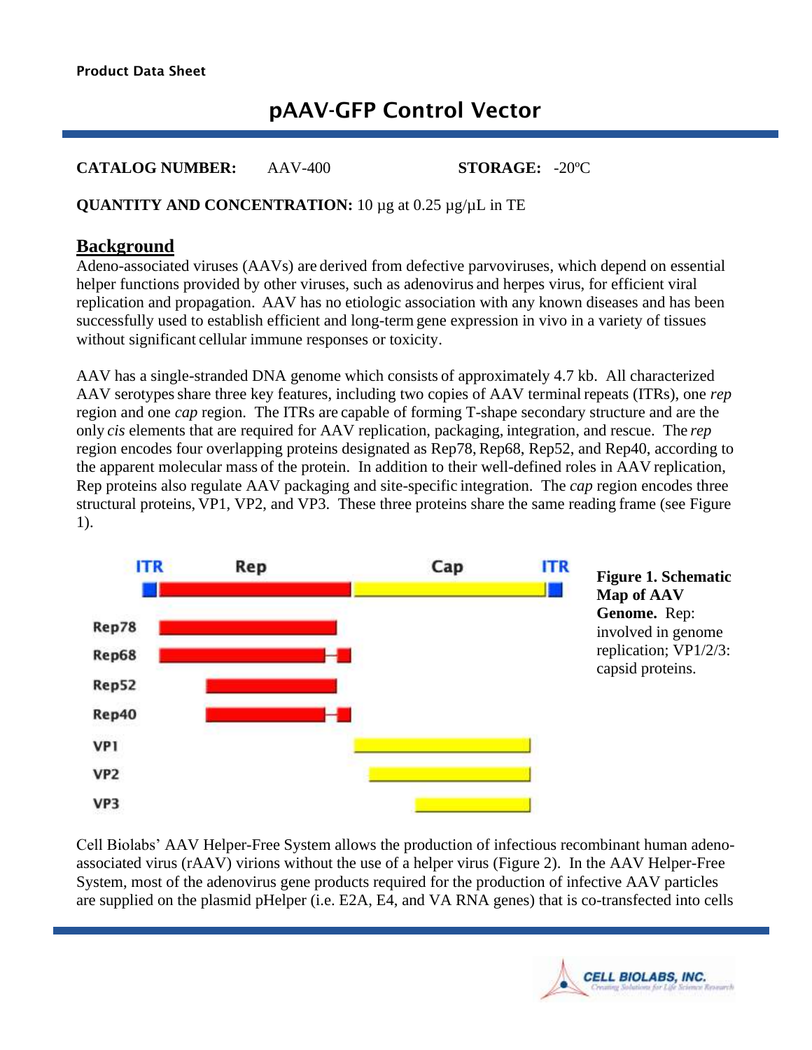Product Data Sheet

# pAAV-GFP Control Vector

**CATALOG NUMBER:** AAV-400 **STORAGE:** -20ºC

**QUANTITY AND CONCENTRATION:** 10 µg at 0.25 µg/µL in TE

## Background

Adeno-associated viruses (AAVs) are derived from defective parvoviruses, which depend on essential helper functions provided by other viruses, such as adenovirus and herpes virus, for efficient viral replication and propagation. AAV has no etiologic association with any known diseases and has been successfully used to establish efficient and long-term gene expression in vivo in a variety of tissues without significant cellular immune responses or toxicity.

AAV has a single-stranded DNA genome which consists of approximately 4.7 kb. All characterized AAV serotypes share three key features, including two copies of AAV terminal repeats (ITRs), one *rep* region and one *cap* region. The ITRs are capable of forming T-shape secondary structure and are the only *cis* elements that are required for AAV replication, packaging, integration, and rescue. The *rep* region encodes four overlapping proteins designated as Rep78, Rep68, Rep52, and Rep40, according to the apparent molecular mass of the protein. In addition to their well-defined roles in AAV replication, Rep proteins also regulate AAV packaging and site-specific integration. The *cap* region encodes three structural proteins, VP1, VP2, and VP3. These three proteins share the same reading frame (see Figure 1).

**Figure 1. Schematic Map of AAV Genome.** Rep: involved in genome replication; VP1/2/3: capsid proteins.

Cell Biolabs' AAV Helper-Free System allows the production of infectious recombinant human adeno-associated virus (rAAV) virions without the use of a helper virus (Figure 2). In the AAV Helper-Free System, most of the adenovirus gene products required for the production of infective AAV particles are supplied on the plasmid pHelper (i.e. E2A, E4, and VA RNA genes) that is co-transfected into cells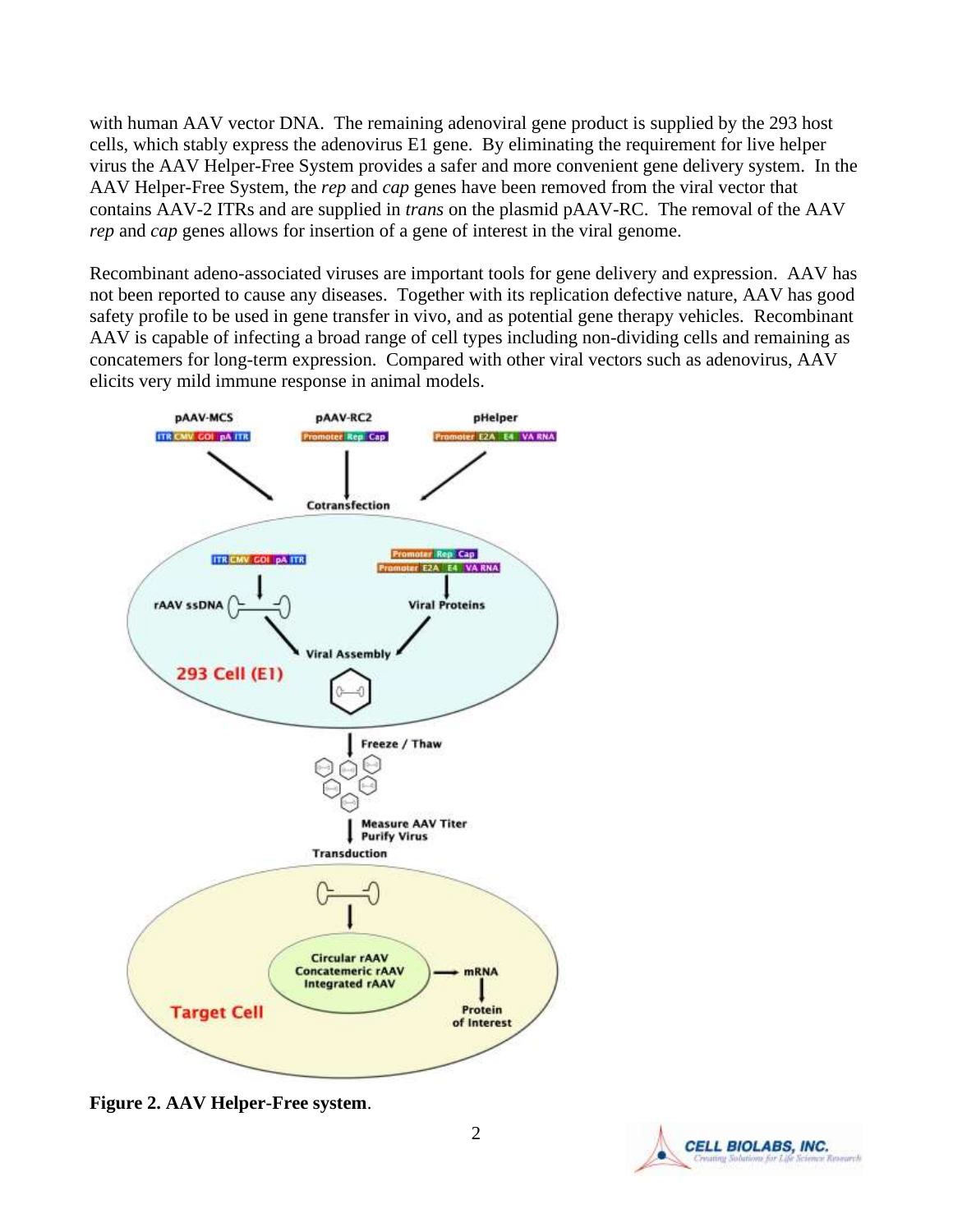with human AAV vector DNA. The remaining adenoviral gene product is supplied by the 293 host cells, which stably express the adenovirus E1 gene. By eliminating the requirement for live helper virus the AAV Helper-Free System provides a safer and more convenient gene delivery system. In the AAV Helper-Free System, the *rep* and *cap* genes have been removed from the viral vector that contains AAV-2 ITRs and are supplied in *trans* on the plasmid pAAV-RC. The removal of the AAV *rep* and *cap* genes allows for insertion of a gene of interest in the viral genome.

Recombinant adeno-associated viruses are important tools for gene delivery and expression. AAV has not been reported to cause any diseases. Together with its replication defective nature, AAV has good safety profile to be used in gene transfer in vivo, and as potential gene therapy vehicles. Recombinant AAV is capable of infecting a broad range of cell types including non-dividing cells and remaining as concatemers for long-term expression. Compared with other viral vectors such as adenovirus, AAV elicits very mild immune response in animal models.

**Figure 2. AAV Helper-Free system**.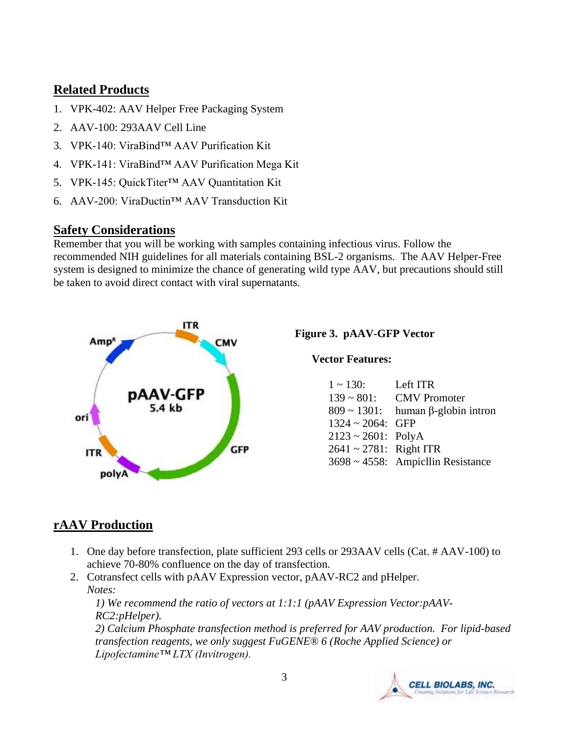## Related Products

1. VPK-402: AAV Helper Free Packaging System
2. AAV-100: 293AAV Cell Line
3. VPK-140: ViraBind™ AAV Purification Kit
4. VPK-141: ViraBind™ AAV Purification Mega Kit
5. VPK-145: QuickTiter™ AAV Quantitation Kit
6. AAV-200: ViraDuctin™ AAV Transduction Kit

## Safety Considerations

Remember that you will be working with samples containing infectious virus. Follow the recommended NIH guidelines for all materials containing BSL-2 organisms. The AAV Helper-Free system is designed to minimize the chance of generating wild type AAV, but precautions should still be taken to avoid direct contact with viral supernatants.

**Figure 3. pAAV-GFP Vector**

**Vector Features:**

| | |
|---|---|
| 1 ~ 130: | Left ITR |
| 139 ~ 801: | CMV Promoter |
| 809 ~ 1301: | human β-globin intron |
| 1324 ~ 2064: | GFP |
| 2123 ~ 2601: | PolyA |
| 2641 ~ 2781: | Right ITR |
| 3698 ~ 4558: | Ampicllin Resistance |

## rAAV Production

1. One day before transfection, plate sufficient 293 cells or 293AAV cells (Cat. # AAV-100) to achieve 70-80% confluence on the day of transfection.
2. Cotransfect cells with pAAV Expression vector, pAAV-RC2 and pHelper.
   *Notes:*
   *1) We recommend the ratio of vectors at 1:1:1 (pAAV Expression Vector:pAAV-RC2:pHelper).*
   *2) Calcium Phosphate transfection method is preferred for AAV production. For lipid-based transfection reagents, we only suggest FuGENE® 6 (Roche Applied Science) or Lipofectamine™ LTX (Invitrogen).*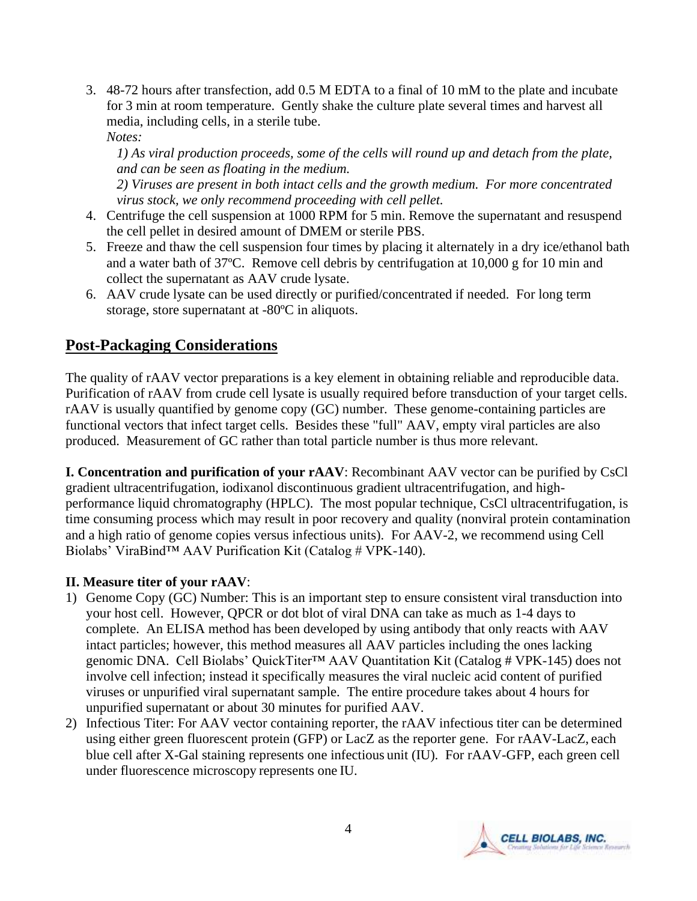3. 48-72 hours after transfection, add 0.5 M EDTA to a final of 10 mM to the plate and incubate for 3 min at room temperature. Gently shake the culture plate several times and harvest all media, including cells, in a sterile tube.
   *Notes:*
   *1) As viral production proceeds, some of the cells will round up and detach from the plate, and can be seen as floating in the medium.*
   *2) Viruses are present in both intact cells and the growth medium. For more concentrated virus stock, we only recommend proceeding with cell pellet.*
4. Centrifuge the cell suspension at 1000 RPM for 5 min. Remove the supernatant and resuspend the cell pellet in desired amount of DMEM or sterile PBS.
5. Freeze and thaw the cell suspension four times by placing it alternately in a dry ice/ethanol bath and a water bath of 37ºC. Remove cell debris by centrifugation at 10,000 g for 10 min and collect the supernatant as AAV crude lysate.
6. AAV crude lysate can be used directly or purified/concentrated if needed. For long term storage, store supernatant at -80ºC in aliquots.

## Post-Packaging Considerations

The quality of rAAV vector preparations is a key element in obtaining reliable and reproducible data. Purification of rAAV from crude cell lysate is usually required before transduction of your target cells. rAAV is usually quantified by genome copy (GC) number. These genome-containing particles are functional vectors that infect target cells. Besides these "full" AAV, empty viral particles are also produced. Measurement of GC rather than total particle number is thus more relevant.

**I. Concentration and purification of your rAAV**: Recombinant AAV vector can be purified by CsCl gradient ultracentrifugation, iodixanol discontinuous gradient ultracentrifugation, and high-performance liquid chromatography (HPLC). The most popular technique, CsCl ultracentrifugation, is time consuming process which may result in poor recovery and quality (nonviral protein contamination and a high ratio of genome copies versus infectious units). For AAV-2, we recommend using Cell Biolabs' ViraBind™ AAV Purification Kit (Catalog # VPK-140).

**II. Measure titer of your rAAV**:

1) Genome Copy (GC) Number: This is an important step to ensure consistent viral transduction into your host cell. However, QPCR or dot blot of viral DNA can take as much as 1-4 days to complete. An ELISA method has been developed by using antibody that only reacts with AAV intact particles; however, this method measures all AAV particles including the ones lacking genomic DNA. Cell Biolabs' QuickTiter™ AAV Quantitation Kit (Catalog # VPK-145) does not involve cell infection; instead it specifically measures the viral nucleic acid content of purified viruses or unpurified viral supernatant sample. The entire procedure takes about 4 hours for unpurified supernatant or about 30 minutes for purified AAV.
2) Infectious Titer: For AAV vector containing reporter, the rAAV infectious titer can be determined using either green fluorescent protein (GFP) or LacZ as the reporter gene. For rAAV-LacZ, each blue cell after X-Gal staining represents one infectious unit (IU). For rAAV-GFP, each green cell under fluorescence microscopy represents one IU.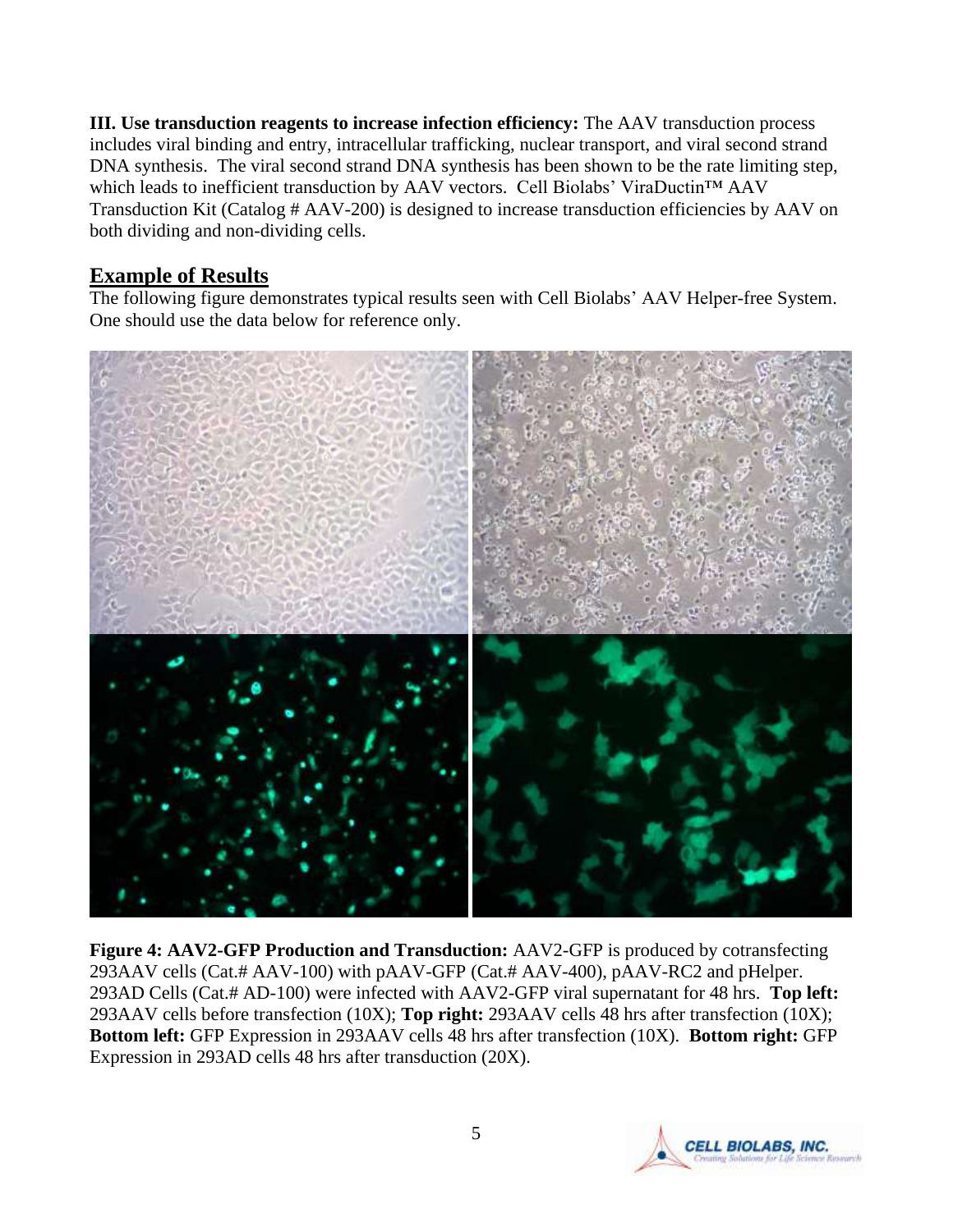**III. Use transduction reagents to increase infection efficiency:** The AAV transduction process includes viral binding and entry, intracellular trafficking, nuclear transport, and viral second strand DNA synthesis. The viral second strand DNA synthesis has been shown to be the rate limiting step, which leads to inefficient transduction by AAV vectors. Cell Biolabs' ViraDuctin™ AAV Transduction Kit (Catalog # AAV-200) is designed to increase transduction efficiencies by AAV on both dividing and non-dividing cells.

## Example of Results

The following figure demonstrates typical results seen with Cell Biolabs' AAV Helper-free System. One should use the data below for reference only.

**Figure 4: AAV2-GFP Production and Transduction:** AAV2-GFP is produced by cotransfecting 293AAV cells (Cat.# AAV-100) with pAAV-GFP (Cat.# AAV-400), pAAV-RC2 and pHelper. 293AD Cells (Cat.# AD-100) were infected with AAV2-GFP viral supernatant for 48 hrs. **Top left:** 293AAV cells before transfection (10X); **Top right:** 293AAV cells 48 hrs after transfection (10X); **Bottom left:** GFP Expression in 293AAV cells 48 hrs after transfection (10X). **Bottom right:** GFP Expression in 293AD cells 48 hrs after transduction (20X).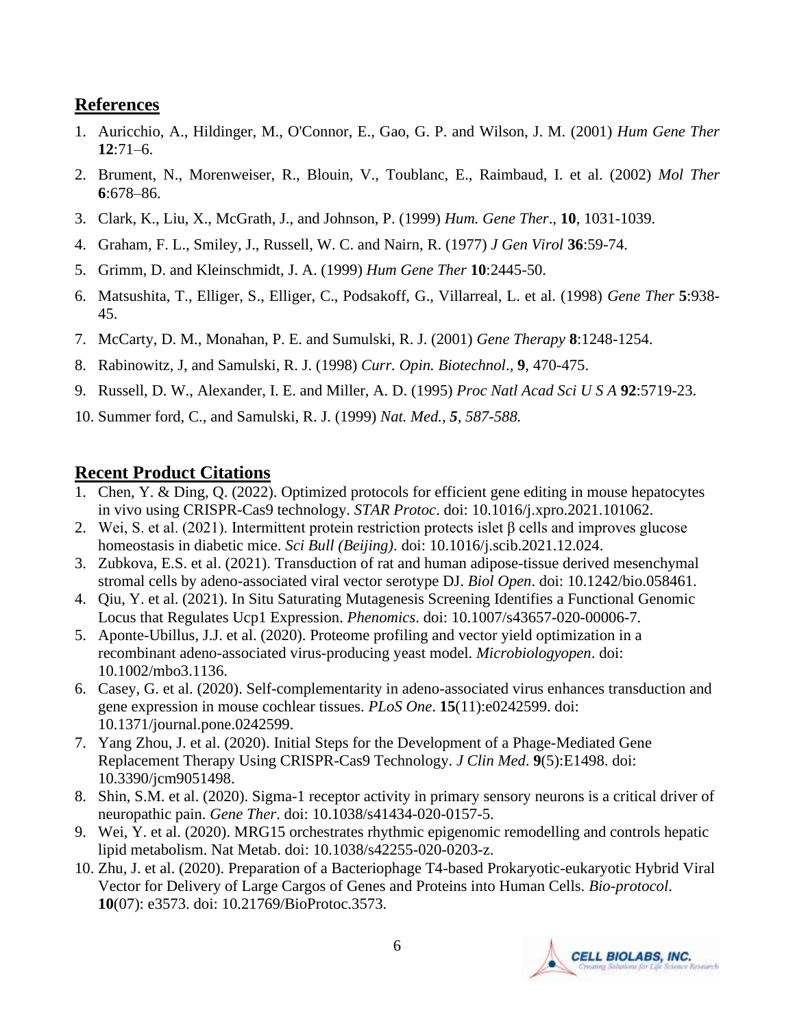## References

1. Auricchio, A., Hildinger, M., O'Connor, E., Gao, G. P. and Wilson, J. M. (2001) *Hum Gene Ther* **12**:71–6.
2. Brument, N., Morenweiser, R., Blouin, V., Toublanc, E., Raimbaud, I. et al. (2002) *Mol Ther* **6**:678–86.
3. Clark, K., Liu, X., McGrath, J., and Johnson, P. (1999) *Hum. Gene Ther*., **10**, 1031-1039.
4. Graham, F. L., Smiley, J., Russell, W. C. and Nairn, R. (1977) *J Gen Virol* **36**:59-74.
5. Grimm, D. and Kleinschmidt, J. A. (1999) *Hum Gene Ther* **10**:2445-50.
6. Matsushita, T., Elliger, S., Elliger, C., Podsakoff, G., Villarreal, L. et al. (1998) *Gene Ther* **5**:938-45.
7. McCarty, D. M., Monahan, P. E. and Sumulski, R. J. (2001) *Gene Therapy* **8**:1248-1254.
8. Rabinowitz, J, and Samulski, R. J. (1998) *Curr. Opin. Biotechnol*., **9**, 470-475.
9. Russell, D. W., Alexander, I. E. and Miller, A. D. (1995) *Proc Natl Acad Sci U S A* **92**:5719-23.
10. Summer ford, C., and Samulski, R. J. (1999) *Nat. Med., 5, 587-588.*

## Recent Product Citations

1. Chen, Y. & Ding, Q. (2022). Optimized protocols for efficient gene editing in mouse hepatocytes in vivo using CRISPR-Cas9 technology. *STAR Protoc*. doi: 10.1016/j.xpro.2021.101062.
2. Wei, S. et al. (2021). Intermittent protein restriction protects islet β cells and improves glucose homeostasis in diabetic mice. *Sci Bull (Beijing)*. doi: 10.1016/j.scib.2021.12.024.
3. Zubkova, E.S. et al. (2021). Transduction of rat and human adipose-tissue derived mesenchymal stromal cells by adeno-associated viral vector serotype DJ. *Biol Open*. doi: 10.1242/bio.058461.
4. Qiu, Y. et al. (2021). In Situ Saturating Mutagenesis Screening Identifies a Functional Genomic Locus that Regulates Ucp1 Expression. *Phenomics*. doi: 10.1007/s43657-020-00006-7.
5. Aponte-Ubillus, J.J. et al. (2020). Proteome profiling and vector yield optimization in a recombinant adeno-associated virus-producing yeast model. *Microbiologyopen*. doi: 10.1002/mbo3.1136.
6. Casey, G. et al. (2020). Self-complementarity in adeno-associated virus enhances transduction and gene expression in mouse cochlear tissues. *PLoS One*. **15**(11):e0242599. doi: 10.1371/journal.pone.0242599.
7. Yang Zhou, J. et al. (2020). Initial Steps for the Development of a Phage-Mediated Gene Replacement Therapy Using CRISPR-Cas9 Technology. *J Clin Med*. **9**(5):E1498. doi: 10.3390/jcm9051498.
8. Shin, S.M. et al. (2020). Sigma-1 receptor activity in primary sensory neurons is a critical driver of neuropathic pain. *Gene Ther*. doi: 10.1038/s41434-020-0157-5.
9. Wei, Y. et al. (2020). MRG15 orchestrates rhythmic epigenomic remodelling and controls hepatic lipid metabolism. Nat Metab. doi: 10.1038/s42255-020-0203-z.
10. Zhu, J. et al. (2020). Preparation of a Bacteriophage T4-based Prokaryotic-eukaryotic Hybrid Viral Vector for Delivery of Large Cargos of Genes and Proteins into Human Cells. *Bio-protocol*. **10**(07): e3573. doi: 10.21769/BioProtoc.3573.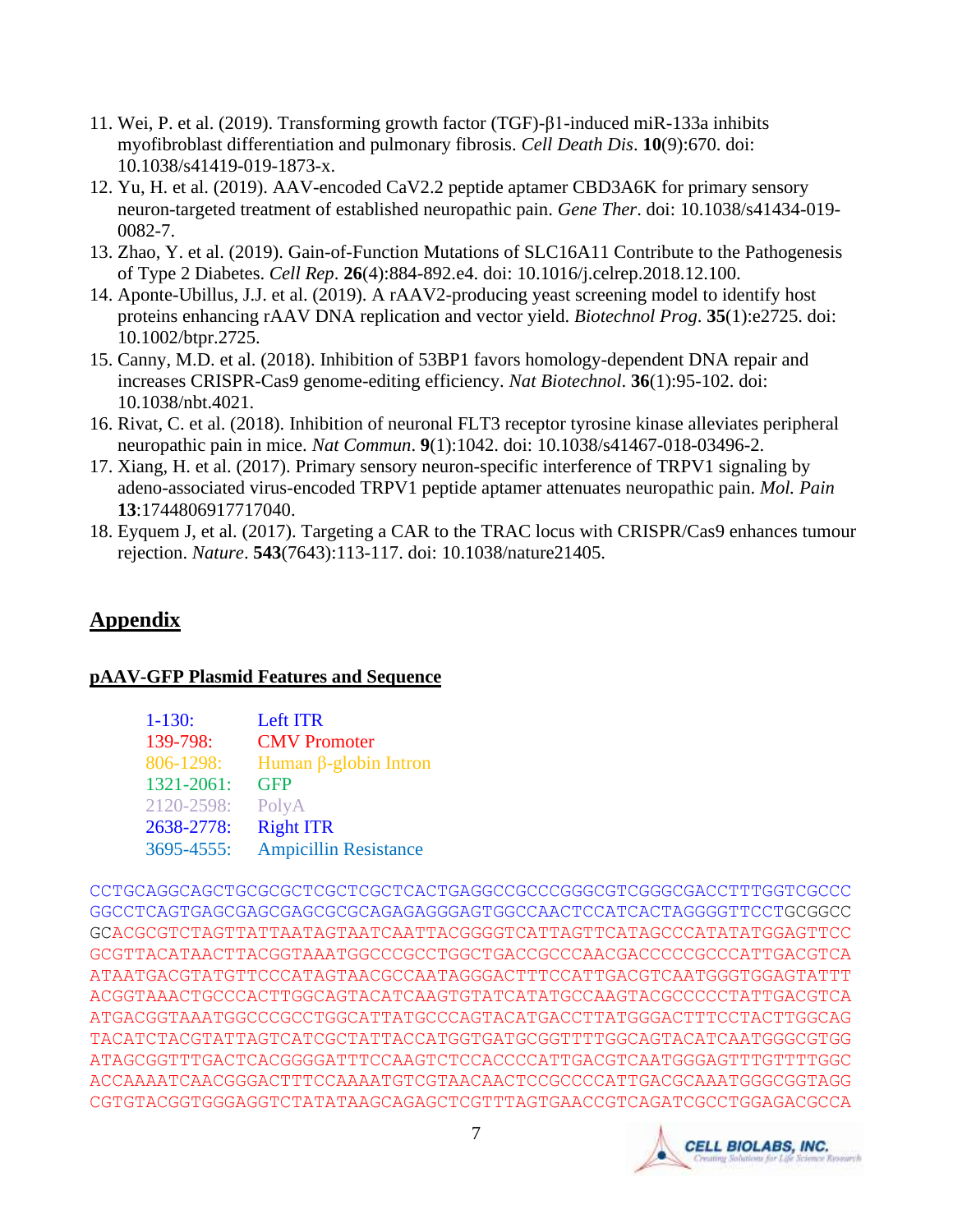11. Wei, P. et al. (2019). Transforming growth factor (TGF)-β1-induced miR-133a inhibits myofibroblast differentiation and pulmonary fibrosis. *Cell Death Dis*. **10**(9):670. doi: 10.1038/s41419-019-1873-x.
12. Yu, H. et al. (2019). AAV-encoded CaV2.2 peptide aptamer CBD3A6K for primary sensory neuron-targeted treatment of established neuropathic pain. *Gene Ther*. doi: 10.1038/s41434-019-0082-7.
13. Zhao, Y. et al. (2019). Gain-of-Function Mutations of SLC16A11 Contribute to the Pathogenesis of Type 2 Diabetes. *Cell Rep*. **26**(4):884-892.e4. doi: 10.1016/j.celrep.2018.12.100.
14. Aponte-Ubillus, J.J. et al. (2019). A rAAV2-producing yeast screening model to identify host proteins enhancing rAAV DNA replication and vector yield. *Biotechnol Prog*. **35**(1):e2725. doi: 10.1002/btpr.2725.
15. Canny, M.D. et al. (2018). Inhibition of 53BP1 favors homology-dependent DNA repair and increases CRISPR-Cas9 genome-editing efficiency. *Nat Biotechnol*. **36**(1):95-102. doi: 10.1038/nbt.4021.
16. Rivat, C. et al. (2018). Inhibition of neuronal FLT3 receptor tyrosine kinase alleviates peripheral neuropathic pain in mice. *Nat Commun*. **9**(1):1042. doi: 10.1038/s41467-018-03496-2.
17. Xiang, H. et al. (2017). Primary sensory neuron-specific interference of TRPV1 signaling by adeno-associated virus-encoded TRPV1 peptide aptamer attenuates neuropathic pain. *Mol. Pain* **13**:1744806917717040.
18. Eyquem J, et al. (2017). Targeting a CAR to the TRAC locus with CRISPR/Cas9 enhances tumour rejection. *Nature*. **543**(7643):113-117. doi: 10.1038/nature21405.

## Appendix

### pAAV-GFP Plasmid Features and Sequence

1-130: Left ITR
139-798: CMV Promoter
806-1298: Human β-globin Intron
1321-2061: GFP
2120-2598: PolyA
2638-2778: Right ITR
3695-4555: Ampicillin Resistance

```
CCTGCAGGCAGCTGCGCGCTCGCTCGCTCACTGAGGCCGCCCGGGCGTCGGGCGACCTTTGGTCGCCC
GGCCTCAGTGAGCGAGCGAGCGCGCAGAGAGGGAGTGGCCAACTCCATCACTAGGGGTTCCTGCGGCC
GCACGCGTCTAGTTATTAATAGTAATCAATTACGGGGTCATTAGTTCATAGCCCATATATGGAGTTCC
GCGTTACATAACTTACGGTAAATGGCCCGCCTGGCTGACCGCCCAACGACCCCCGCCCATTGACGTCA
ATAATGACGTATGTTCCCATAGTAACGCCAATAGGGACTTTCCATTGACGTCAATGGGTGGAGTATTT
ACGGTAAACTGCCCACTTGGCAGTACATCAAGTGTATCATATGCCAAGTACGCCCCCTATTGACGTCA
ATGACGGTAAATGGCCCGCCTGGCATTATGCCCAGTACATGACCTTATGGGACTTTCCTACTTGGCAG
TACATCTACGTATTAGTCATCGCTATTACCATGGTGATGCGGTTTTGGCAGTACATCAATGGGCGTGG
ATAGCGGTTTGACTCACGGGGATTTCCAAGTCTCCACCCCATTGACGTCAATGGGAGTTTGTTTTGGC
ACCAAAATCAACGGGACTTTCCAAAATGTCGTAACAACTCCGCCCCATTGACGCAAATGGGCGGTAGG
CGTGTACGGTGGGAGGTCTATATAAGCAGAGCTCGTTTAGTGAACCGTCAGATCGCCTGGAGACGCCA
```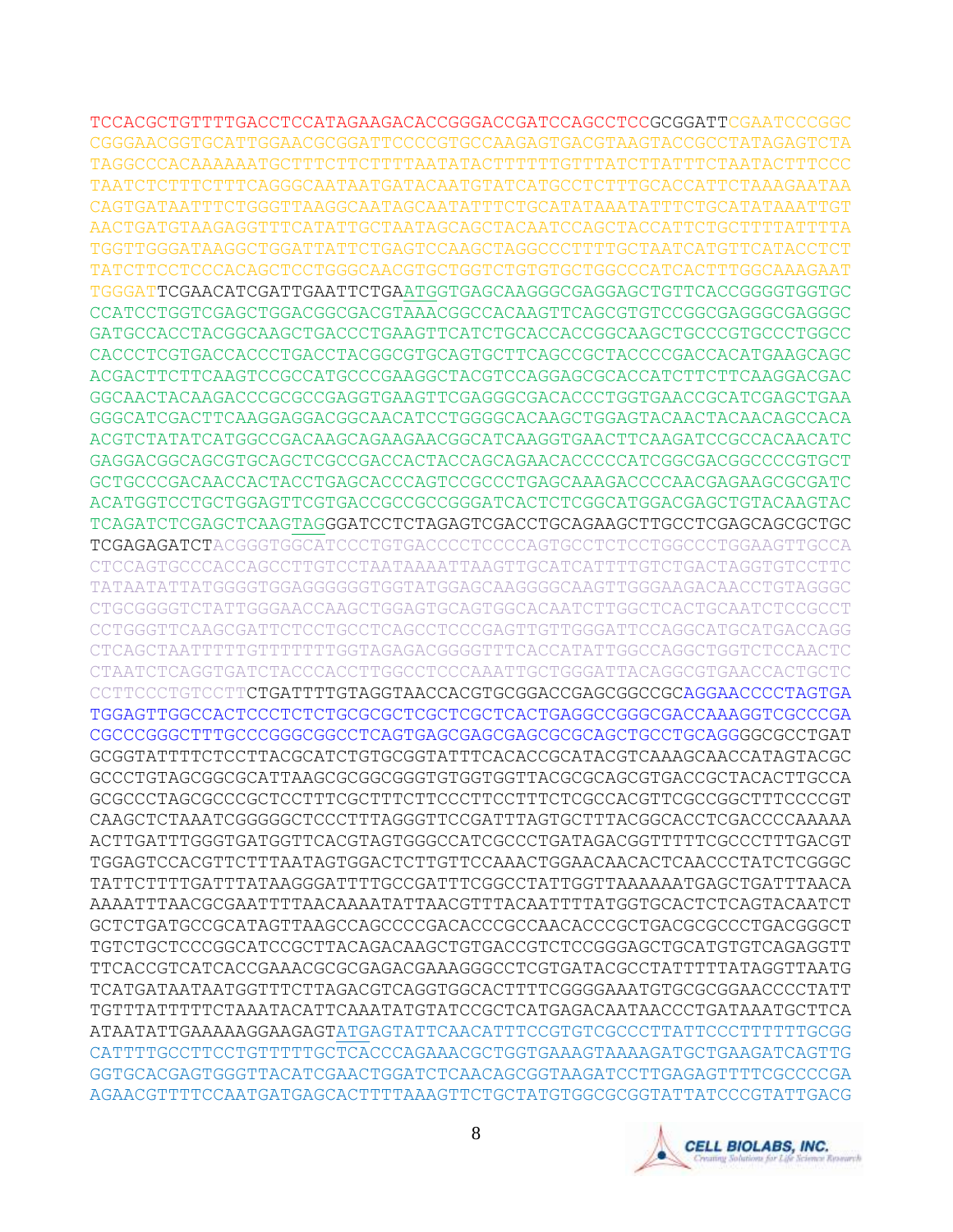TCCACGCTGTTTTGACCTCCATAGAAGACACCGGGACCGATCCAGCCTCCGCGGATTCGAATCCCGGC
CGGGAACGGTGCATTGGAACGCGGATTCCCCGTGCCAAGAGTGACGTAAGTACCGCCTATAGAGTCTA
TAGGCCCACAAAAAATGCTTTCTTCTTTTAATATACTTTTTTGTTTATCTTATTTCTAATACTTTCCC
TAATCTCTTTCTTTCAGGGCAATAATGATACAATGTATCATGCCTCTTTGCACCATTCTAAAGAATAA
CAGTGATAATTTCTGGGTTAAGGCAATAGCAATATTTCTGCATATAAATATTTCTGCATATAAATTGT
AACTGATGTAAGAGGTTTCATATTGCTAATAGCAGCTACAATCCAGCTACCATTCTGCTTTTATTTTA
TGGTTGGGATAAGGCTGGATTATTCTGAGTCCAAGCTAGGCCCTTTTGCTAATCATGTTCATACCTCT
TATCTTCCTCCCACAGCTCCTGGGCAACGTGCTGGTCTGTGTGCTGGCCCATCACTTTGGCAAAGAAT
TGGGATTCGAACATCGATTGAATTCTGAATGGTGAGCAAGGGCGAGGAGCTGTTCACCGGGGTGGTGC
CCATCCTGGTCGAGCTGGACGGCGACGTAAACGGCCACAAGTTCAGCGTGTCCGGCGAGGGCGAGGGC
GATGCCACCTACGGCAAGCTGACCCTGAAGTTCATCTGCACCACCGGCAAGCTGCCCGTGCCCTGGCC
CACCCTCGTGACCACCCTGACCTACGGCGTGCAGTGCTTCAGCCGCTACCCCGACCACATGAAGCAGC
ACGACTTCTTCAAGTCCGCCATGCCCGAAGGCTACGTCCAGGAGCGCACCATCTTCTTCAAGGACGAC
GGCAACTACAAGACCCGCGCCGAGGTGAAGTTCGAGGGCGACACCCTGGTGAACCGCATCGAGCTGAA
GGGCATCGACTTCAAGGAGGACGGCAACATCCTGGGGCACAAGCTGGAGTACAACTACAACAGCCACA
ACGTCTATATCATGGCCGACAAGCAGAAGAACGGCATCAAGGTGAACTTCAAGATCCGCCACAACATC
GAGGACGGCAGCGTGCAGCTCGCCGACCACTACCAGCAGAACACCCCCATCGGCGACGGCCCCGTGCT
GCTGCCCGACAACCACTACCTGAGCACCCAGTCCGCCCTGAGCAAAGACCCCAACGAGAAGCGCGATC
ACATGGTCCTGCTGGAGTTCGTGACCGCCGCCGGGATCACTCTCGGCATGGACGAGCTGTACAAGTAC
TCAGATCTCGAGCTCAAGTAGGGATCCTCTAGAGTCGACCTGCAGAAGCTTGCCTCGAGCAGCGCTGC
TCGAGAGATCTACGGGTGGCATCCCTGTGACCCCTCCCCAGTGCCTCTCCTGGCCCTGGAAGTTGCCA
CTCCAGTGCCCACCAGCCTTGTCCTAATAAAATTAAGTTGCATCATTTTGTCTGACTAGGTGTCCTTC
TATAATATTATGGGGTGGAGGGGGGTGGTATGGAGCAAGGGGCAAGTTGGGAAGACAACCTGTAGGGC
CTGCGGGGTCTATTGGGAACCAAGCTGGAGTGCAGTGGCACAATCTTGGCTCACTGCAATCTCCGCCT
CCTGGGTTCAAGCGATTCTCCTGCCTCAGCCTCCCGAGTTGTTGGGATTCCAGGCATGCATGACCAGG
CTCAGCTAATTTTTGTTTTTTTGGTAGAGACGGGGTTTCACCATATTGGCCAGGCTGGTCTCCAACTC
CTAATCTCAGGTGATCTACCCACCTTGGCCTCCCAAATTGCTGGGATTACAGGCGTGAACCACTGCTC
CCTTCCCTGTCCTTCTGATTTTGTAGGTAACCACGTGCGGACCGAGCGGCCGCAGGAACCCCTAGTGA
TGGAGTTGGCCACTCCCTCTCTGCGCGCTCGCTCGCTCACTGAGGCCGGGCGACCAAAGGTCGCCCGA
CGCCCGGGCTTTGCCCGGGCGGCCTCAGTGAGCGAGCGAGCGCGCAGCTGCCTGCAGGGGCGCCTGAT
GCGGTATTTTCTCCTTACGCATCTGTGCGGTATTTCACACCGCATACGTCAAAGCAACCATAGTACGC
GCCCTGTAGCGGCGCATTAAGCGCGGCGGGTGTGGTGGTTACGCGCAGCGTGACCGCTACACTTGCCA
GCGCCCTAGCGCCCGCTCCTTTCGCTTTCTTCCCTTCCTTTCTCGCCACGTTCGCCGGCTTTCCCCGT
CAAGCTCTAAATCGGGGGCTCCCTTTAGGGTTCCGATTTAGTGCTTTACGGCACCTCGACCCCAAAAA
ACTTGATTTGGGTGATGGTTCACGTAGTGGGCCATCGCCCTGATAGACGGTTTTTCGCCCTTTGACGT
TGGAGTCCACGTTCTTTAATAGTGGACTCTTGTTCCAAACTGGAACAACACTCAACCCTATCTCGGGC
TATTCTTTTGATTTATAAGGGATTTTGCCGATTTCGGCCTATTGGTTAAAAAATGAGCTGATTTAACA
AAAATTTAACGCGAATTTTAACAAAATATTAACGTTTACAATTTTATGGTGCACTCTCAGTACAATCT
GCTCTGATGCCGCATAGTTAAGCCAGCCCCGACACCCGCCAACACCCGCTGACGCGCCCTGACGGGCT
TGTCTGCTCCCGGCATCCGCTTACAGACAAGCTGTGACCGTCTCCGGGAGCTGCATGTGTCAGAGGTT
TTCACCGTCATCACCGAAACGCGCGAGACGAAAGGGCCTCGTGATACGCCTATTTTTATAGGTTAATG
TCATGATAATAATGGTTTCTTAGACGTCAGGTGGCACTTTTCGGGGAAATGTGCGCGGAACCCCTATT
TGTTTATTTTTCTAAATACATTCAAATATGTATCCGCTCATGAGACAATAACCCTGATAAATGCTTCA
ATAATATTGAAAAAGGAAGAGTATGAGTATTCAACATTTCCGTGTCGCCCTTATTCCCTTTTTTGCGG
CATTTTGCCTTCCTGTTTTTGCTCACCCAGAAACGCTGGTGAAAGTAAAAGATGCTGAAGATCAGTTG
GGTGCACGAGTGGGTTACATCGAACTGGATCTCAACAGCGGTAAGATCCTTGAGAGTTTTCGCCCCGA
AGAACGTTTTCCAATGATGAGCACTTTTAAAGTTCTGCTATGTGGCGCGGTATTATCCCGTATTGACG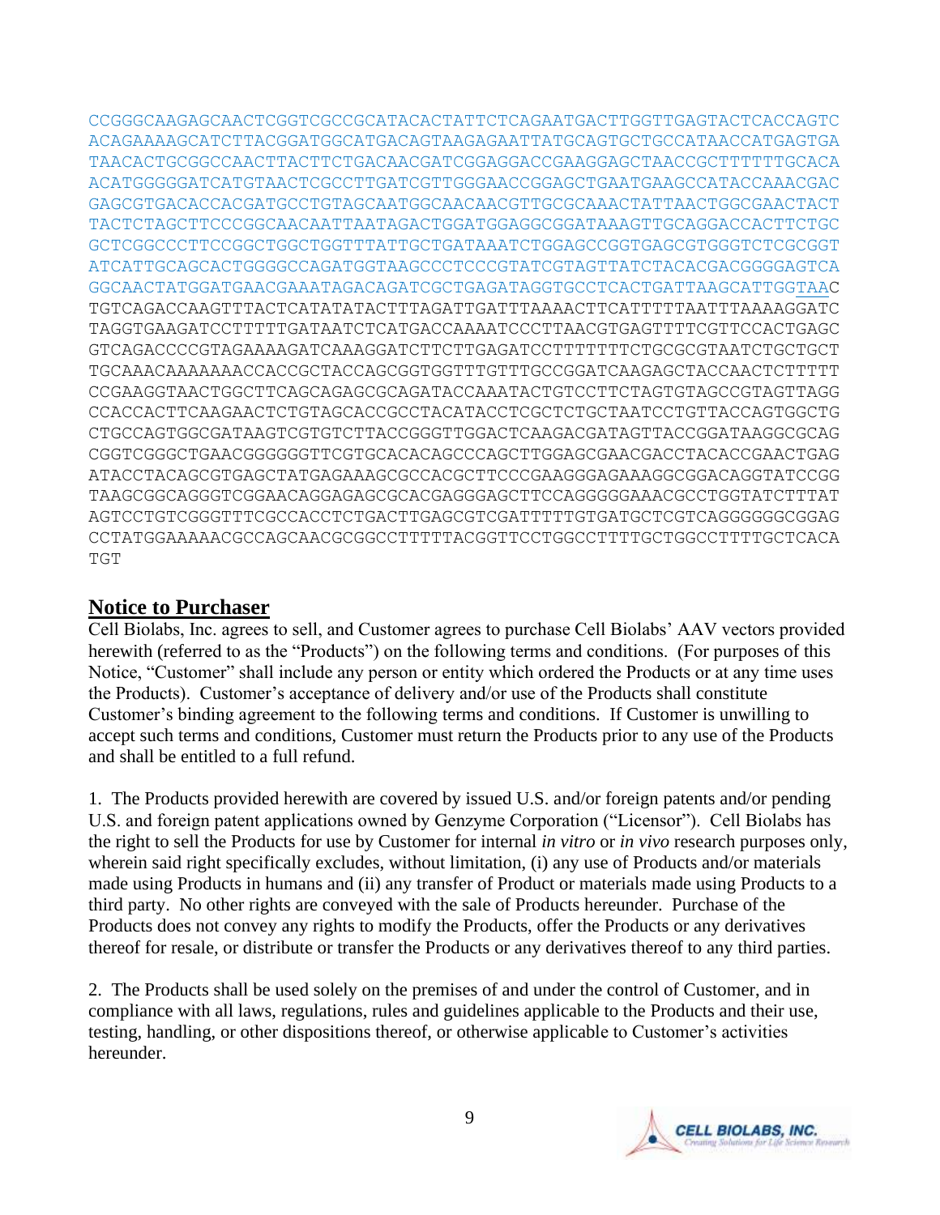```
CCGGGCAAGAGCAACTCGGTCGCCGCATACACTATTCTCAGAATGACTTGGTTGAGTACTCACCAGTC
ACAGAAAAGCATCTTACGGATGGCATGACAGTAAGAGAATTATGCAGTGCTGCCATAACCATGAGTGA
TAACACTGCGGCCAACTTACTTCTGACAACGATCGGAGGACCGAAGGAGCTAACCGCTTTTTTGCACA
ACATGGGGGATCATGTAACTCGCCTTGATCGTTGGGAACCGGAGCTGAATGAAGCCATACCAAACGAC
GAGCGTGACACCACGATGCCTGTAGCAATGGCAACAACGTTGCGCAAACTATTAACTGGCGAACTACT
TACTCTAGCTTCCCGGCAACAATTAATAGACTGGATGGAGGCGGATAAAGTTGCAGGACCACTTCTGC
GCTCGGCCCTTCCGGCTGGCTGGTTTATTGCTGATAAATCTGGAGCCGGTGAGCGTGGGTCTCGCGGT
ATCATTGCAGCACTGGGGCCAGATGGTAAGCCCTCCCGTATCGTAGTTATCTACACGACGGGGAGTCA
GGCAACTATGGATGAACGAAATAGACAGATCGCTGAGATAGGTGCCTCACTGATTAAGCATTGGTAAC
TGTCAGACCAAGTTTACTCATATATACTTTAGATTGATTTAAAACTTCATTTTTAATTTAAAAGGATC
TAGGTGAAGATCCTTTTTGATAATCTCATGACCAAAATCCCTTAACGTGAGTTTTCGTTCCACTGAGC
GTCAGACCCCGTAGAAAAGATCAAAGGATCTTCTTGAGATCCTTTTTTTCTGCGCGTAATCTGCTGCT
TGCAAACAAAAAAACCACCGCTACCAGCGGTGGTTTGTTTGCCGGATCAAGAGCTACCAACTCTTTTT
CCGAAGGTAACTGGCTTCAGCAGAGCGCAGATACCAAATACTGTCCTTCTAGTGTAGCCGTAGTTAGG
CCACCACTTCAAGAACTCTGTAGCACCGCCTACATACCTCGCTCTGCTAATCCTGTTACCAGTGGCTG
CTGCCAGTGGCGATAAGTCGTGTCTTACCGGGTTGGACTCAAGACGATAGTTACCGGATAAGGCGCAG
CGGTCGGGCTGAACGGGGGGTTCGTGCACACAGCCCAGCTTGGAGCGAACGACCTACACCGAACTGAG
ATACCTACAGCGTGAGCTATGAGAAAGCGCCACGCTTCCCGAAGGGAGAAAGGCGGACAGGTATCCGG
TAAGCGGCAGGGTCGGAACAGGAGAGCGCACGAGGGAGCTTCCAGGGGGAAACGCCTGGTATCTTTAT
AGTCCTGTCGGGTTTCGCCACCTCTGACTTGAGCGTCGATTTTTGTGATGCTCGTCAGGGGGGCGGAG
CCTATGGAAAAACGCCAGCAACGCGGCCTTTTTACGGTTCCTGGCCTTTTGCTGGCCTTTTGCTCACA
TGT
```

## Notice to Purchaser

Cell Biolabs, Inc. agrees to sell, and Customer agrees to purchase Cell Biolabs' AAV vectors provided herewith (referred to as the "Products") on the following terms and conditions. (For purposes of this Notice, "Customer" shall include any person or entity which ordered the Products or at any time uses the Products). Customer's acceptance of delivery and/or use of the Products shall constitute Customer's binding agreement to the following terms and conditions. If Customer is unwilling to accept such terms and conditions, Customer must return the Products prior to any use of the Products and shall be entitled to a full refund.

1. The Products provided herewith are covered by issued U.S. and/or foreign patents and/or pending U.S. and foreign patent applications owned by Genzyme Corporation ("Licensor"). Cell Biolabs has the right to sell the Products for use by Customer for internal *in vitro* or *in vivo* research purposes only, wherein said right specifically excludes, without limitation, (i) any use of Products and/or materials made using Products in humans and (ii) any transfer of Product or materials made using Products to a third party. No other rights are conveyed with the sale of Products hereunder. Purchase of the Products does not convey any rights to modify the Products, offer the Products or any derivatives thereof for resale, or distribute or transfer the Products or any derivatives thereof to any third parties.

2. The Products shall be used solely on the premises of and under the control of Customer, and in compliance with all laws, regulations, rules and guidelines applicable to the Products and their use, testing, handling, or other dispositions thereof, or otherwise applicable to Customer's activities hereunder.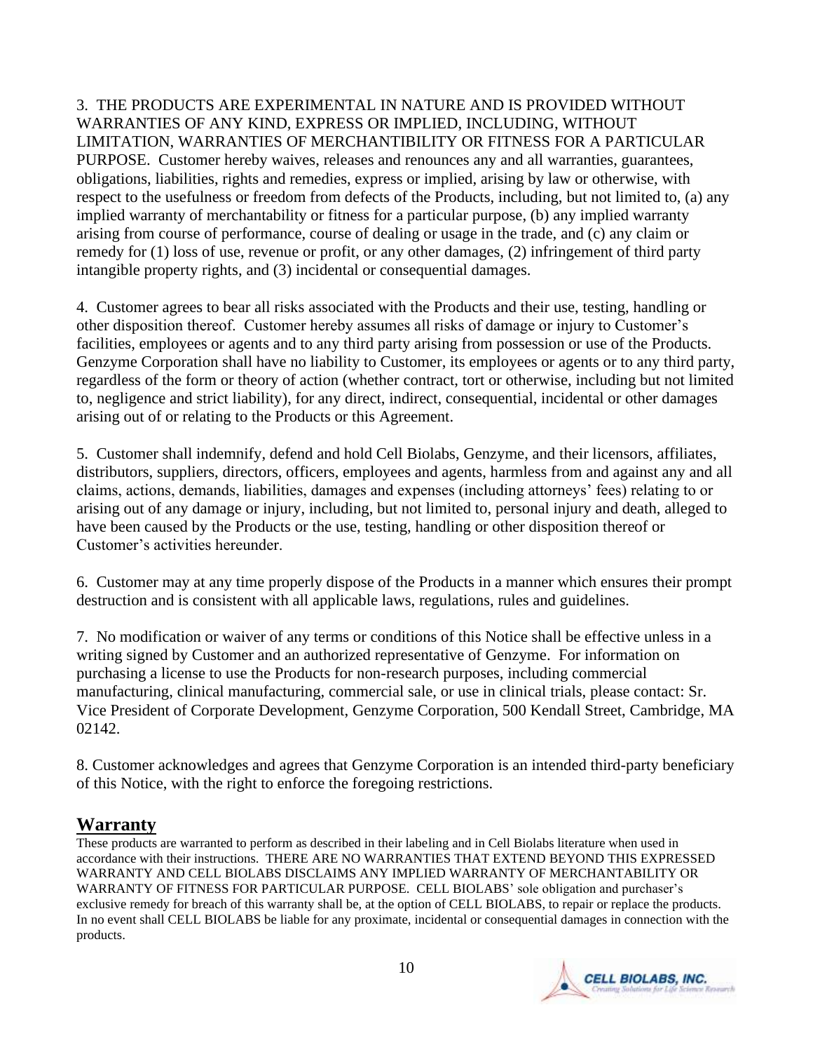3. THE PRODUCTS ARE EXPERIMENTAL IN NATURE AND IS PROVIDED WITHOUT WARRANTIES OF ANY KIND, EXPRESS OR IMPLIED, INCLUDING, WITHOUT LIMITATION, WARRANTIES OF MERCHANTIBILITY OR FITNESS FOR A PARTICULAR PURPOSE. Customer hereby waives, releases and renounces any and all warranties, guarantees, obligations, liabilities, rights and remedies, express or implied, arising by law or otherwise, with respect to the usefulness or freedom from defects of the Products, including, but not limited to, (a) any implied warranty of merchantability or fitness for a particular purpose, (b) any implied warranty arising from course of performance, course of dealing or usage in the trade, and (c) any claim or remedy for (1) loss of use, revenue or profit, or any other damages, (2) infringement of third party intangible property rights, and (3) incidental or consequential damages.

4. Customer agrees to bear all risks associated with the Products and their use, testing, handling or other disposition thereof. Customer hereby assumes all risks of damage or injury to Customer's facilities, employees or agents and to any third party arising from possession or use of the Products. Genzyme Corporation shall have no liability to Customer, its employees or agents or to any third party, regardless of the form or theory of action (whether contract, tort or otherwise, including but not limited to, negligence and strict liability), for any direct, indirect, consequential, incidental or other damages arising out of or relating to the Products or this Agreement.

5. Customer shall indemnify, defend and hold Cell Biolabs, Genzyme, and their licensors, affiliates, distributors, suppliers, directors, officers, employees and agents, harmless from and against any and all claims, actions, demands, liabilities, damages and expenses (including attorneys' fees) relating to or arising out of any damage or injury, including, but not limited to, personal injury and death, alleged to have been caused by the Products or the use, testing, handling or other disposition thereof or Customer's activities hereunder.

6. Customer may at any time properly dispose of the Products in a manner which ensures their prompt destruction and is consistent with all applicable laws, regulations, rules and guidelines.

7. No modification or waiver of any terms or conditions of this Notice shall be effective unless in a writing signed by Customer and an authorized representative of Genzyme. For information on purchasing a license to use the Products for non-research purposes, including commercial manufacturing, clinical manufacturing, commercial sale, or use in clinical trials, please contact: Sr. Vice President of Corporate Development, Genzyme Corporation, 500 Kendall Street, Cambridge, MA 02142.

8. Customer acknowledges and agrees that Genzyme Corporation is an intended third-party beneficiary of this Notice, with the right to enforce the foregoing restrictions.

## Warranty

These products are warranted to perform as described in their labeling and in Cell Biolabs literature when used in accordance with their instructions. THERE ARE NO WARRANTIES THAT EXTEND BEYOND THIS EXPRESSED WARRANTY AND CELL BIOLABS DISCLAIMS ANY IMPLIED WARRANTY OF MERCHANTABILITY OR WARRANTY OF FITNESS FOR PARTICULAR PURPOSE. CELL BIOLABS' sole obligation and purchaser's exclusive remedy for breach of this warranty shall be, at the option of CELL BIOLABS, to repair or replace the products. In no event shall CELL BIOLABS be liable for any proximate, incidental or consequential damages in connection with the products.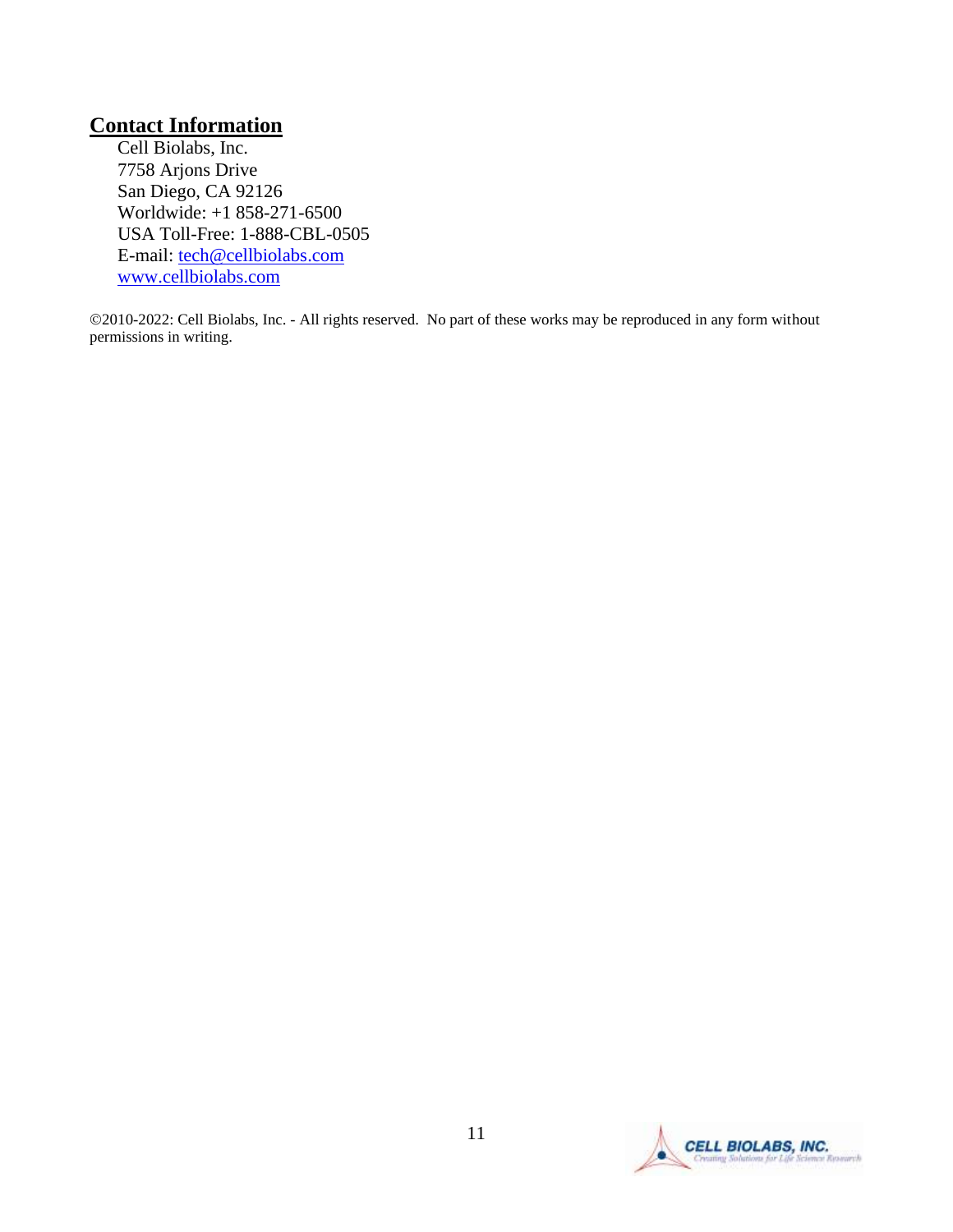## Contact Information

Cell Biolabs, Inc.
7758 Arjons Drive
San Diego, CA 92126
Worldwide: +1 858-271-6500
USA Toll-Free: 1-888-CBL-0505
E-mail: tech@cellbiolabs.com
www.cellbiolabs.com

©2010-2022: Cell Biolabs, Inc. - All rights reserved. No part of these works may be reproduced in any form without permissions in writing.